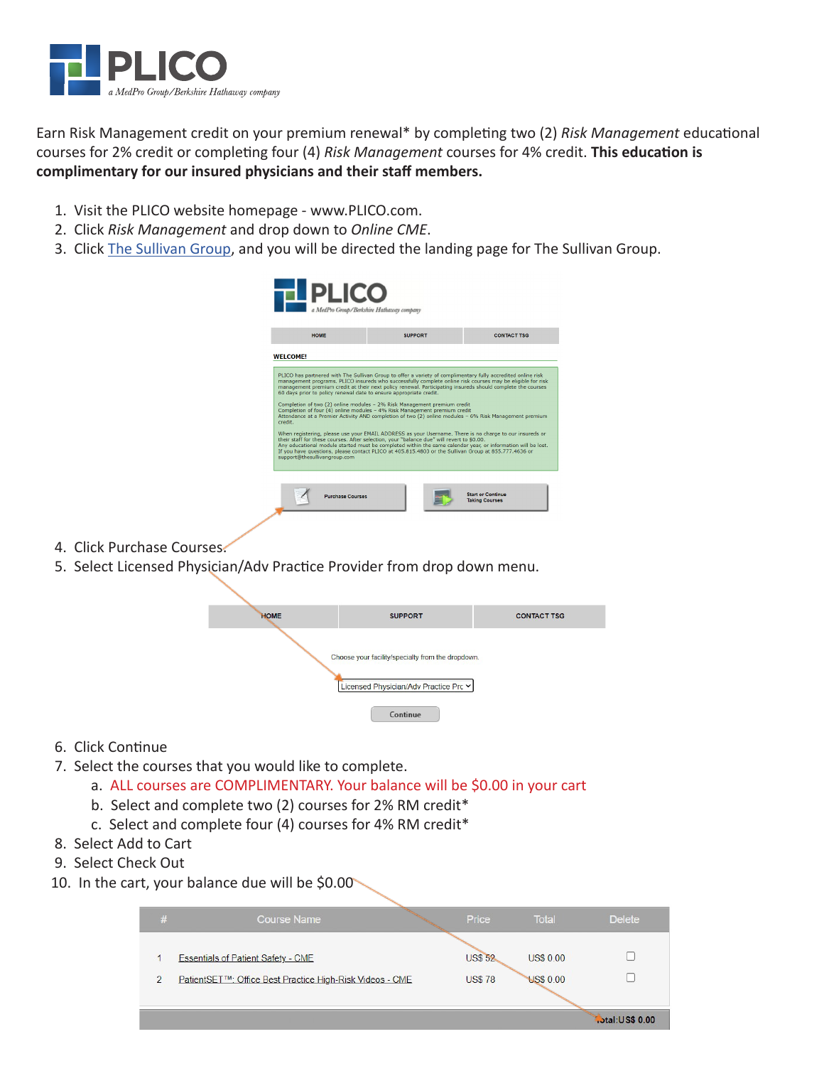Earn Risk Management credit on your premium renewal* by completing two (2) *Risk Management* educational courses for 2% credit or completing four (4) *Risk Management* courses for 4% credit. **This education is complimentary for our insured physicians and their staff members.**

1. Visit the PLICO website homepage - www.PLICO.com.
2. Click *Risk Management* and drop down to *Online CME*.
3. Click The Sullivan Group, and you will be directed the landing page for The Sullivan Group.

| HOME | SUPPORT | CONTACT TSG |
|---|---|---|

WELCOME!

PLICO has partnered with The Sullivan Group to offer a variety of complimentary fully accredited online risk management programs. PLICO insureds who successfully complete online risk courses may be eligible for risk management premium credit at their next policy renewal. Participating insureds should complete the courses 60 days prior to policy renewal date to ensure appropriate credit.

Completion of two (2) online modules – 2% Risk Management premium credit
Completion of four (4) online modules – 4% Risk Management premium credit
Attendance at a Premier Activity AND completion of two (2) online modules – 6% Risk Management premium credit.

When registering, please use your EMAIL ADDRESS as your Username. There is no charge to our insureds or their staff for these courses. After selection, your "balance due" will revert to $0.00.
Any educational module started must be completed within the same calendar year, or information will be lost.
If you have questions, please contact PLICO at 405.815.4803 or the Sullivan Group at 855.777.4636 or support@thesullivangroup.com

Purchase Courses | Start or Continue Taking Courses

4. Click Purchase Courses.
5. Select Licensed Physician/Adv Practice Provider from drop down menu.

| HOME | SUPPORT | CONTACT TSG |
|---|---|---|

Choose your facility/specialty from the dropdown.

Licensed Physician/Adv Practice Prc

Continue

6. Click Continue
7. Select the courses that you would like to complete.
   a. ALL courses are COMPLIMENTARY. Your balance will be $0.00 in your cart
   b. Select and complete two (2) courses for 2% RM credit*
   c. Select and complete four (4) courses for 4% RM credit*
8. Select Add to Cart
9. Select Check Out
10. In the cart, your balance due will be $0.00

| # | Course Name | Price | Total | Delete |
|---|---|---|---|---|
| 1 | Essentials of Patient Safety - CME | US$ 52 | US$ 0.00 | ☐ |
| 2 | PatientSET™: Office Best Practice High-Risk Videos - CME | US$ 78 | US$ 0.00 | ☐ |
| | | | | Total:US$ 0.00 |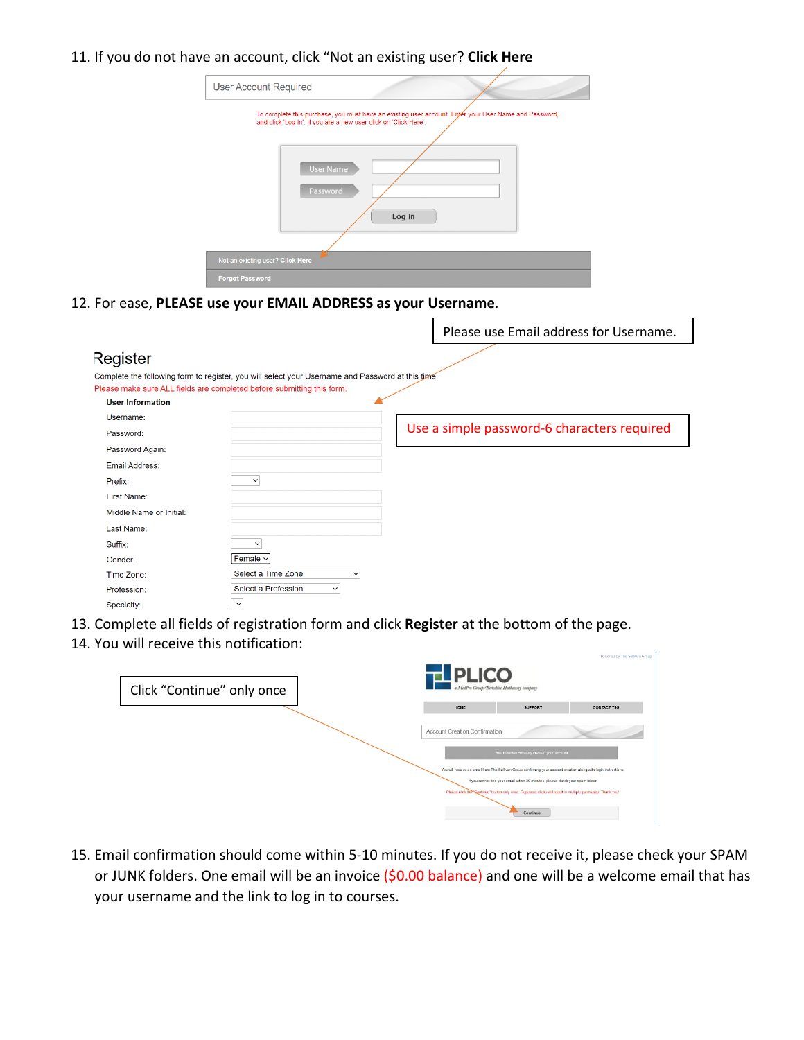11. If you do not have an account, click “Not an existing user? **Click Here**

User Account Required

To complete this purchase, you must have an existing user account. Enter your User Name and Password, and click 'Log In'. If you are a new user click on 'Click Here'.

User Name

Password

Log In

Not an existing user? Click Here

Forgot Password

12. For ease, **PLEASE use your EMAIL ADDRESS as your Username**.

Please use Email address for Username.

Register

Complete the following form to register, you will select your Username and Password at this time.

Please make sure ALL fields are completed before submitting this form.

**User Information**

Use a simple password-6 characters required

Username:

Password:

Password Again:

Email Address:

Prefix:

First Name:

Middle Name or Initial:

Last Name:

Suffix:

Gender: Female

Time Zone: Select a Time Zone

Profession: Select a Profession

Specialty:

13. Complete all fields of registration form and click **Register** at the bottom of the page.
14. You will receive this notification:

Click “Continue” only once

PLICO

a MedPro Group/Berkshire Hathaway company

HOME SUPPORT CONTACT TSG

Account Creation Confirmation

You have successfully created your account.

You will receive an email from The Sullivan Group confirming your account creation along with login instructions.

If you cannot find your email within 30 minutes, please check your spam folder.

Please click the 'Continue' button only once. Repeated clicks will result in multiple purchases. Thank you!

Continue

15. Email confirmation should come within 5-10 minutes. If you do not receive it, please check your SPAM or JUNK folders. One email will be an invoice ($0.00 balance) and one will be a welcome email that has your username and the link to log in to courses.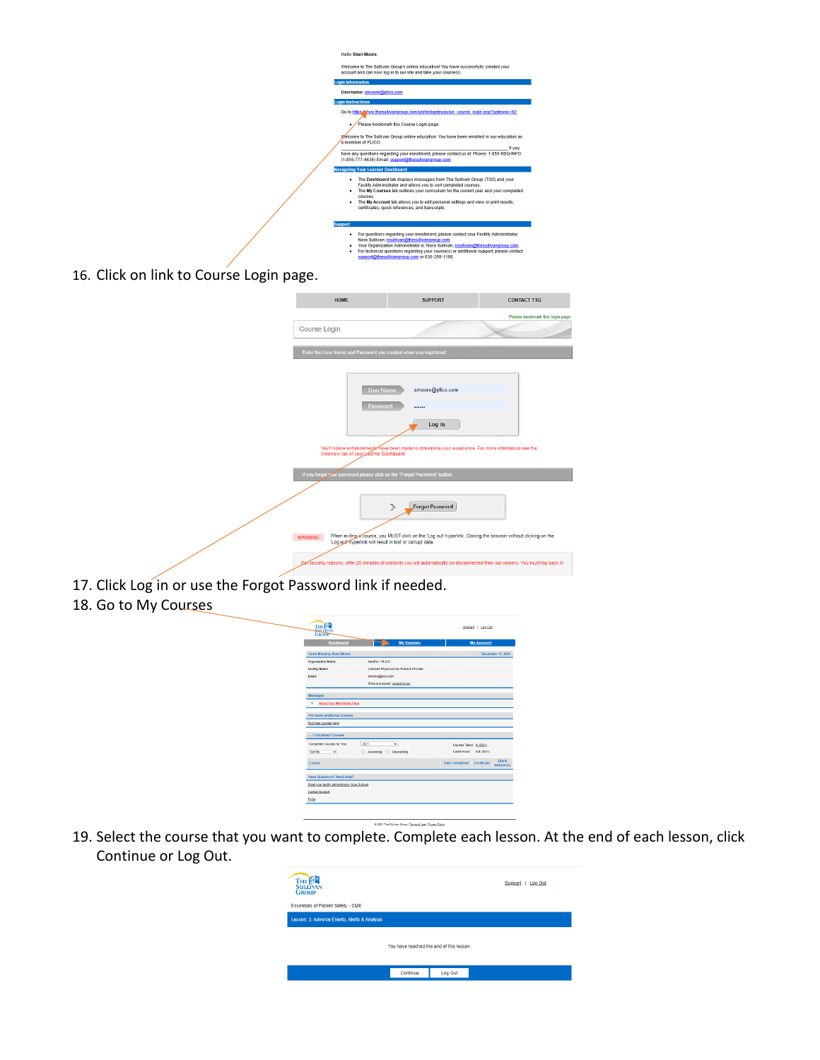Hello Shari Moore,

Welcome to The Sullivan Group's online education! You have successfully created your account and can now log in to our site and take your course(s).

**Login Information**

Username: smoore@plico.com

**Login Instructions**

Go to https://www.thesullivangroup.com/unifiedgatewaylun_course_login.asp?gateway=92

- Please bookmark this Course Login page.

Welcome to The Sullivan Group online education. You have been enrolled in our education as a member of PLICO.

If you have any questions regarding your enrollment, please contact us at: Phone: 1-855-RSQ-INFO (1-855-777-4636) Email: support@thesullivangroup.com

**Navigating Your Learner Dashboard**

- The **Dashboard** tab displays messages from The Sullivan Group (TSG) and your Facility Administrator and allows you to sort completed courses.
- The **My Courses** tab outlines your curriculum for the current year and your completed courses.
- The **My Account** tab allows you to edit personal settings and view or print results, certificates, quick references, and transcripts.

**Support**

- For questions regarding your enrollment, please contact your Facility Administrator: Nora Sullivan, nsullivan@thesullivangroup.com
- Your Organization Administrator is: Nora Sullivan, nsullivan@thesullivangroup.com
- For technical questions regarding your course(s) or additional support, please contact support@thesullivangroup.com or 630-268-1188.

16. Click on link to Course Login page.

HOME | SUPPORT | CONTACT TSG

Please bookmark this login page.

Course Login

Enter the User Name and Password you created when you registered.

User Name: smoore@plico.com

Password: ••••••

Log In

You'll notice enhancements have been made to streamline your experience. For more information see the Overview tab of your Learner Dashboard.

If you forgot your password please click on the "Forgot Password" button.

Forgot Password

WARNING: When exiting a course, you MUST click on the 'Log out' hyperlink. Closing the browser without clicking on the 'Log out' hyperlink will result in lost or corrupt data.

For security reasons, after 20 minutes of inactivity you will automatically be disconnected from our servers. You must log back in.

17. Click Log in or use the Forgot Password link if needed.
18. Go to My Courses

Support | Log Out

Dashboard | My Courses | My Account

Good Morning Shari Moore — December 17, 2021

19. Select the course that you want to complete. Complete each lesson. At the end of each lesson, click Continue or Log Out.

Support | Log Out

Essentials of Patient Safety - CME

Lesson: 3. Adverse Events, Alerts & Analysis

You have reached the end of this lesson.

Continue | Log Out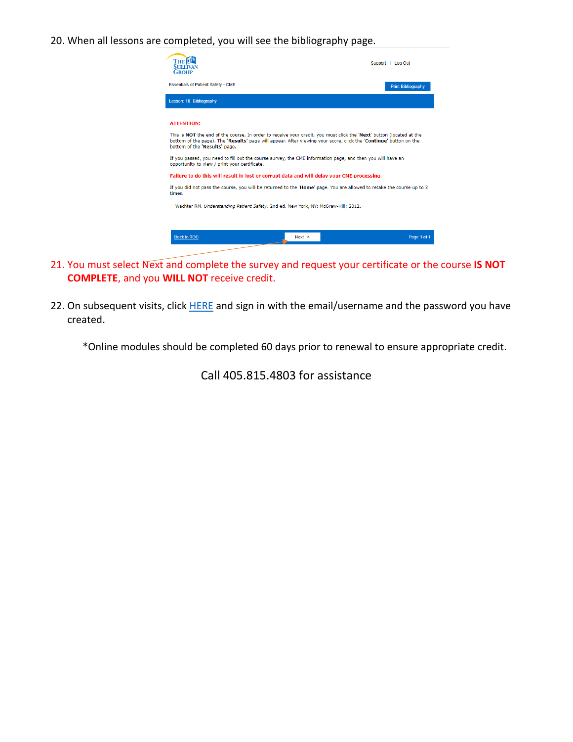20. When all lessons are completed, you will see the bibliography page.

21. You must select Next and complete the survey and request your certificate or the course **IS NOT COMPLETE**, and you **WILL NOT** receive credit.

22. On subsequent visits, click HERE and sign in with the email/username and the password you have created.

*Online modules should be completed 60 days prior to renewal to ensure appropriate credit.

Call 405.815.4803 for assistance